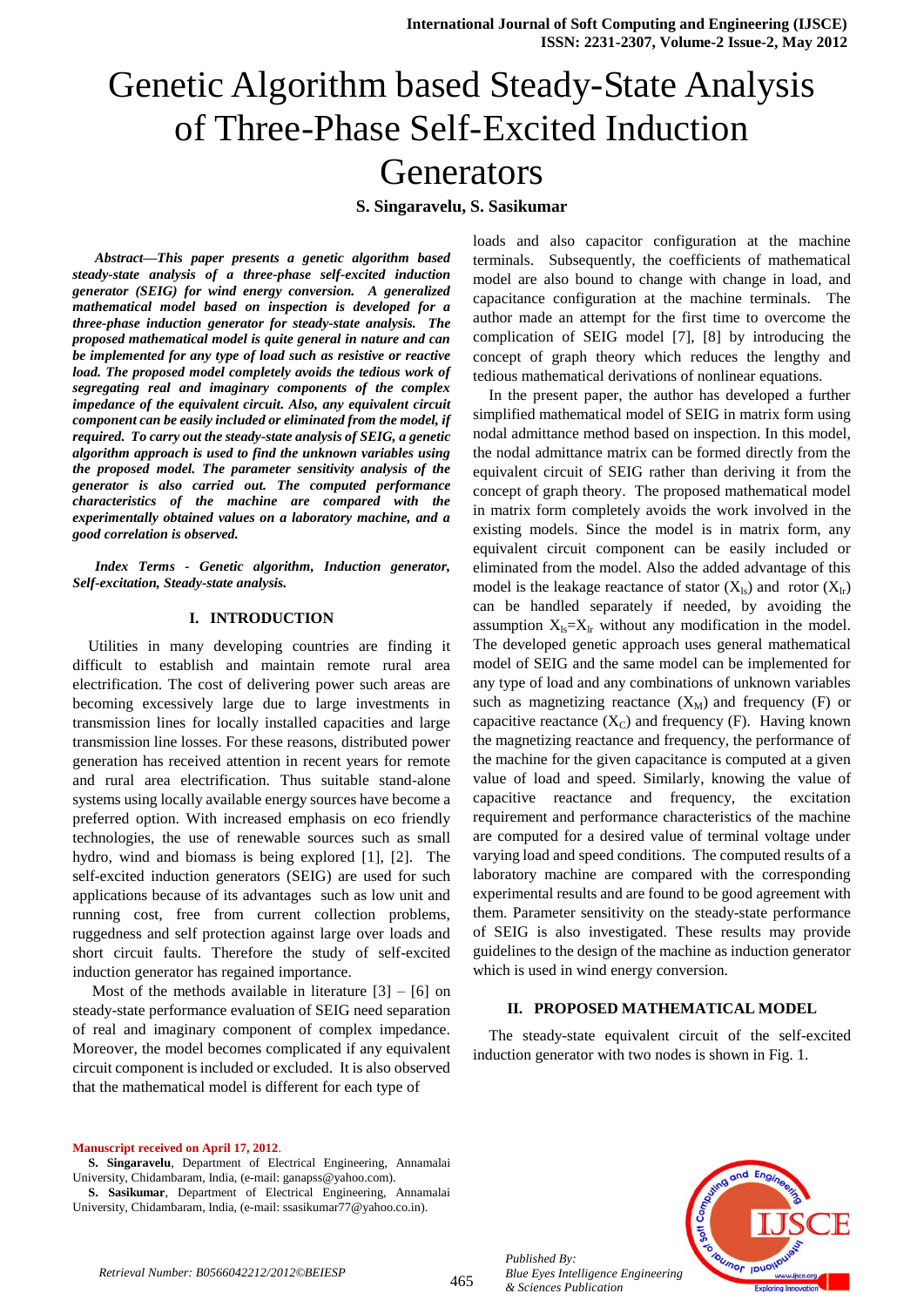# Genetic Algorithm based Steady-State Analysis of Three-Phase Self-Excited Induction Generators

**S. Singaravelu, S. Sasikumar**

***Abstract—This paper presents a genetic algorithm based steady-state analysis of a three-phase self-excited induction generator (SEIG) for wind energy conversion. A generalized mathematical model based on inspection is developed for a three-phase induction generator for steady-state analysis. The proposed mathematical model is quite general in nature and can be implemented for any type of load such as resistive or reactive load. The proposed model completely avoids the tedious work of segregating real and imaginary components of the complex impedance of the equivalent circuit. Also, any equivalent circuit component can be easily included or eliminated from the model, if required. To carry out the steady-state analysis of SEIG, a genetic algorithm approach is used to find the unknown variables using the proposed model. The parameter sensitivity analysis of the generator is also carried out. The computed performance characteristics of the machine are compared with the experimentally obtained values on a laboratory machine, and a good correlation is observed.***

***Index Terms - Genetic algorithm, Induction generator, Self-excitation, Steady-state analysis.***

## I. INTRODUCTION

Utilities in many developing countries are finding it difficult to establish and maintain remote rural area electrification. The cost of delivering power such areas are becoming excessively large due to large investments in transmission lines for locally installed capacities and large transmission line losses. For these reasons, distributed power generation has received attention in recent years for remote and rural area electrification. Thus suitable stand-alone systems using locally available energy sources have become a preferred option. With increased emphasis on eco friendly technologies, the use of renewable sources such as small hydro, wind and biomass is being explored [1], [2]. The self-excited induction generators (SEIG) are used for such applications because of its advantages such as low unit and running cost, free from current collection problems, ruggedness and self protection against large over loads and short circuit faults. Therefore the study of self-excited induction generator has regained importance.

Most of the methods available in literature [3] – [6] on steady-state performance evaluation of SEIG need separation of real and imaginary component of complex impedance. Moreover, the model becomes complicated if any equivalent circuit component is included or excluded. It is also observed that the mathematical model is different for each type of loads and also capacitor configuration at the machine terminals. Subsequently, the coefficients of mathematical model are also bound to change with change in load, and capacitance configuration at the machine terminals. The author made an attempt for the first time to overcome the complication of SEIG model [7], [8] by introducing the concept of graph theory which reduces the lengthy and tedious mathematical derivations of nonlinear equations.

In the present paper, the author has developed a further simplified mathematical model of SEIG in matrix form using nodal admittance method based on inspection. In this model, the nodal admittance matrix can be formed directly from the equivalent circuit of SEIG rather than deriving it from the concept of graph theory. The proposed mathematical model in matrix form completely avoids the work involved in the existing models. Since the model is in matrix form, any equivalent circuit component can be easily included or eliminated from the model. Also the added advantage of this model is the leakage reactance of stator ($X_{ls}$) and rotor ($X_{lr}$) can be handled separately if needed, by avoiding the assumption $X_{ls}=X_{lr}$ without any modification in the model. The developed genetic approach uses general mathematical model of SEIG and the same model can be implemented for any type of load and any combinations of unknown variables such as magnetizing reactance ($X_M$) and frequency (F) or capacitive reactance ($X_C$) and frequency (F). Having known the magnetizing reactance and frequency, the performance of the machine for the given capacitance is computed at a given value of load and speed. Similarly, knowing the value of capacitive reactance and frequency, the excitation requirement and performance characteristics of the machine are computed for a desired value of terminal voltage under varying load and speed conditions. The computed results of a laboratory machine are compared with the corresponding experimental results and are found to be good agreement with them. Parameter sensitivity on the steady-state performance of SEIG is also investigated. These results may provide guidelines to the design of the machine as induction generator which is used in wind energy conversion.

## II. PROPOSED MATHEMATICAL MODEL

The steady-state equivalent circuit of the self-excited induction generator with two nodes is shown in Fig. 1.

**Manuscript received on April 17, 2012.**

**S. Singaravelu**, Department of Electrical Engineering, Annamalai University, Chidambaram, India, (e-mail: ganapss@yahoo.com).

**S. Sasikumar**, Department of Electrical Engineering, Annamalai University, Chidambaram, India, (e-mail: ssasikumar77@yahoo.co.in).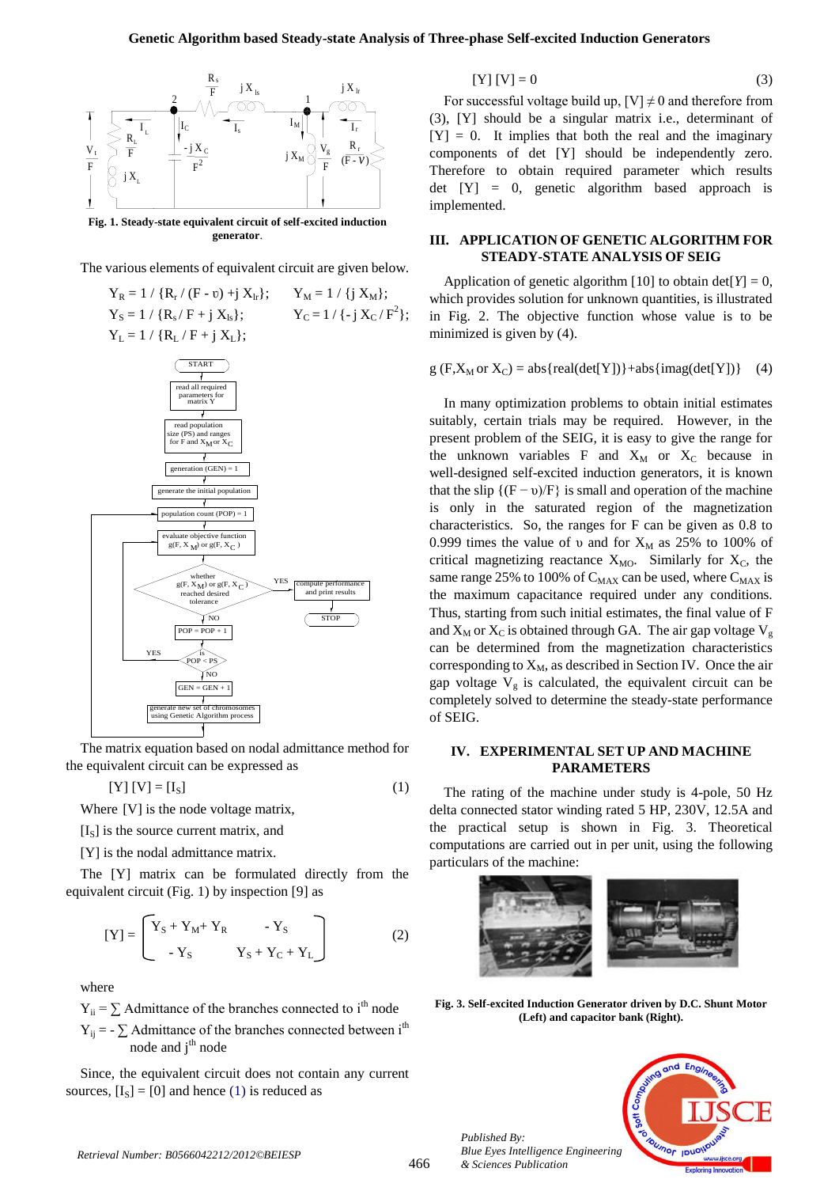Fig. 1. Steady-state equivalent circuit of self-excited induction generator.

The various elements of equivalent circuit are given below.

$Y_R = 1 / \{R_r / (F - \upsilon) + j X_{lr}\}$; $Y_M = 1 / \{j X_M\}$;

$Y_S = 1 / \{R_s / F + j X_{ls}\}$; $Y_C = 1 / \{- j X_C / F^2\}$;

$Y_L = 1 / \{R_L / F + j X_L\}$;

START

read all required parameters for matrix Y

read population size (PS) and ranges for F and $X_M$ or $X_C$

generation (GEN) = 1

generate the initial population

population count (POP) = 1

evaluate objective function $g(F, X_M)$ or $g(F, X_C)$

whether $g(F, X_M)$ or $g(F, X_C)$ reached desired tolerance

YES

compute performance and print results

STOP

NO

POP = POP + 1

is POP < PS

YES

NO

GEN = GEN + 1

generate new set of chromosomes using Genetic Algorithm process

The matrix equation based on nodal admittance method for the equivalent circuit can be expressed as

$$[Y]\,[V] = [I_S] \tag{1}$$

Where [V] is the node voltage matrix,

$[I_S]$ is the source current matrix, and

[Y] is the nodal admittance matrix.

The [Y] matrix can be formulated directly from the equivalent circuit (Fig. 1) by inspection [9] as

$$[Y] = \begin{bmatrix} Y_S + Y_M + Y_R & -Y_S \\ -Y_S & Y_S + Y_C + Y_L \end{bmatrix} \tag{2}$$

where

$Y_{ii} = \sum$ Admittance of the branches connected to $i^{th}$ node

$Y_{ij} = - \sum$ Admittance of the branches connected between $i^{th}$ node and $j^{th}$ node

Since, the equivalent circuit does not contain any current sources, $[I_S] = [0]$ and hence (1) is reduced as

$$[Y]\,[V] = 0 \tag{3}$$

For successful voltage build up, $[V] \neq 0$ and therefore from (3), [Y] should be a singular matrix i.e., determinant of $[Y] = 0$. It implies that both the real and the imaginary components of det [Y] should be independently zero. Therefore to obtain required parameter which results det [Y] = 0, genetic algorithm based approach is implemented.

## III. APPLICATION OF GENETIC ALGORITHM FOR STEADY-STATE ANALYSIS OF SEIG

Application of genetic algorithm [10] to obtain det[$Y$] = 0, which provides solution for unknown quantities, is illustrated in Fig. 2. The objective function whose value is to be minimized is given by (4).

$$g\,(F, X_M \text{ or } X_C) = \text{abs}\{\text{real}(\det[Y])\} + \text{abs}\{\text{imag}(\det[Y])\} \tag{4}$$

In many optimization problems to obtain initial estimates suitably, certain trials may be required. However, in the present problem of the SEIG, it is easy to give the range for the unknown variables F and $X_M$ or $X_C$ because in well-designed self-excited induction generators, it is known that the slip $\{(F - \upsilon)/F\}$ is small and operation of the machine is only in the saturated region of the magnetization characteristics. So, the ranges for F can be given as 0.8 to 0.999 times the value of $\upsilon$ and for $X_M$ as 25% to 100% of critical magnetizing reactance $X_{MO}$. Similarly for $X_C$, the same range 25% to 100% of $C_{MAX}$ can be used, where $C_{MAX}$ is the maximum capacitance required under any conditions. Thus, starting from such initial estimates, the final value of F and $X_M$ or $X_C$ is obtained through GA. The air gap voltage $V_g$ can be determined from the magnetization characteristics corresponding to $X_M$, as described in Section IV. Once the air gap voltage $V_g$ is calculated, the equivalent circuit can be completely solved to determine the steady-state performance of SEIG.

## IV. EXPERIMENTAL SET UP AND MACHINE PARAMETERS

The rating of the machine under study is 4-pole, 50 Hz delta connected stator winding rated 5 HP, 230V, 12.5A and the practical setup is shown in Fig. 3. Theoretical computations are carried out in per unit, using the following particulars of the machine:

Fig. 3. Self-excited Induction Generator driven by D.C. Shunt Motor (Left) and capacitor bank (Right).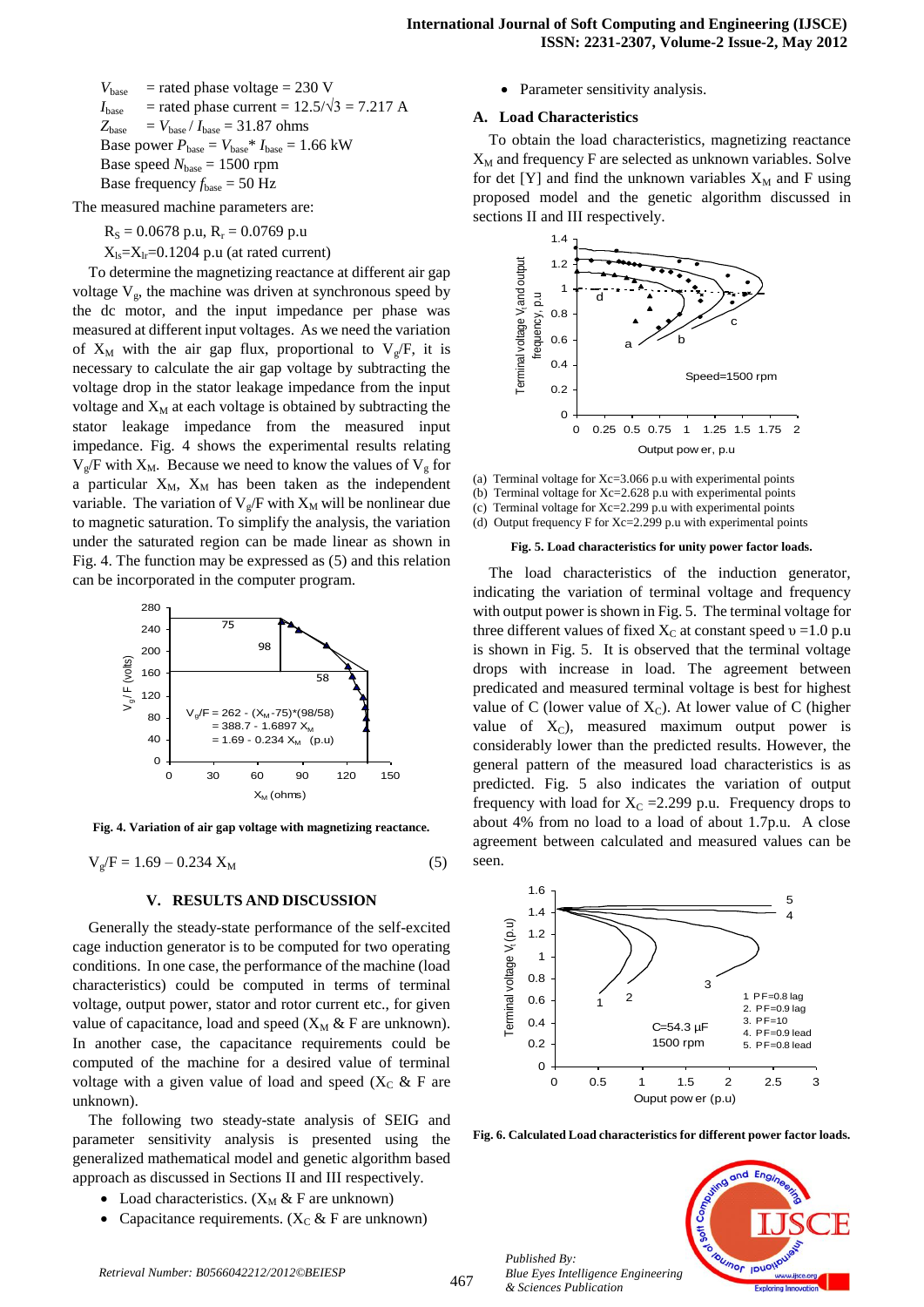$V_{base}$ = rated phase voltage = 230 V

$I_{base}$ = rated phase current = $12.5/\sqrt{3}$ = 7.217 A

$Z_{base}$ = $V_{base}$ / $I_{base}$ = 31.87 ohms

Base power $P_{base}$ = $V_{base}$ * $I_{base}$ = 1.66 kW

Base speed $N_{base}$ = 1500 rpm

Base frequency $f_{base}$ = 50 Hz

The measured machine parameters are:

$R_S$ = 0.0678 p.u, $R_r$ = 0.0769 p.u

$X_{ls}$=$X_{lr}$=0.1204 p.u (at rated current)

To determine the magnetizing reactance at different air gap voltage $V_g$, the machine was driven at synchronous speed by the dc motor, and the input impedance per phase was measured at different input voltages. As we need the variation of $X_M$ with the air gap flux, proportional to $V_g/F$, it is necessary to calculate the air gap voltage by subtracting the voltage drop in the stator leakage impedance from the input voltage and $X_M$ at each voltage is obtained by subtracting the stator leakage impedance from the measured input impedance. Fig. 4 shows the experimental results relating $V_g/F$ with $X_M$. Because we need to know the values of $V_g$ for a particular $X_M$, $X_M$ has been taken as the independent variable. The variation of $V_g/F$ with $X_M$ will be nonlinear due to magnetic saturation. To simplify the analysis, the variation under the saturated region can be made linear as shown in Fig. 4. The function may be expressed as (5) and this relation can be incorporated in the computer program.

**Fig. 4. Variation of air gap voltage with magnetizing reactance.**

$$V_g/F = 1.69 - 0.234\, X_M \qquad (5)$$

## V. RESULTS AND DISCUSSION

Generally the steady-state performance of the self-excited cage induction generator is to be computed for two operating conditions. In one case, the performance of the machine (load characteristics) could be computed in terms of terminal voltage, output power, stator and rotor current etc., for given value of capacitance, load and speed ($X_M$ & F are unknown). In another case, the capacitance requirements could be computed of the machine for a desired value of terminal voltage with a given value of load and speed ($X_C$ & F are unknown).

The following two steady-state analysis of SEIG and parameter sensitivity analysis is presented using the generalized mathematical model and genetic algorithm based approach as discussed in Sections II and III respectively.

- Load characteristics. ($X_M$ & F are unknown)
- Capacitance requirements. ($X_C$ & F are unknown)
- Parameter sensitivity analysis.

### A. Load Characteristics

To obtain the load characteristics, magnetizing reactance $X_M$ and frequency F are selected as unknown variables. Solve for det [Y] and find the unknown variables $X_M$ and F using proposed model and the genetic algorithm discussed in sections II and III respectively.

(a) Terminal voltage for Xc=3.066 p.u with experimental points
(b) Terminal voltage for Xc=2.628 p.u with experimental points
(c) Terminal voltage for Xc=2.299 p.u with experimental points
(d) Output frequency F for Xc=2.299 p.u with experimental points

**Fig. 5. Load characteristics for unity power factor loads.**

The load characteristics of the induction generator, indicating the variation of terminal voltage and frequency with output power is shown in Fig. 5. The terminal voltage for three different values of fixed $X_C$ at constant speed $\upsilon$ =1.0 p.u is shown in Fig. 5. It is observed that the terminal voltage drops with increase in load. The agreement between predicated and measured terminal voltage is best for highest value of C (lower value of $X_C$). At lower value of C (higher value of $X_C$), measured maximum output power is considerably lower than the predicted results. However, the general pattern of the measured load characteristics is as predicted. Fig. 5 also indicates the variation of output frequency with load for $X_C$ =2.299 p.u. Frequency drops to about 4% from no load to a load of about 1.7p.u. A close agreement between calculated and measured values can be seen.

**Fig. 6. Calculated Load characteristics for different power factor loads.**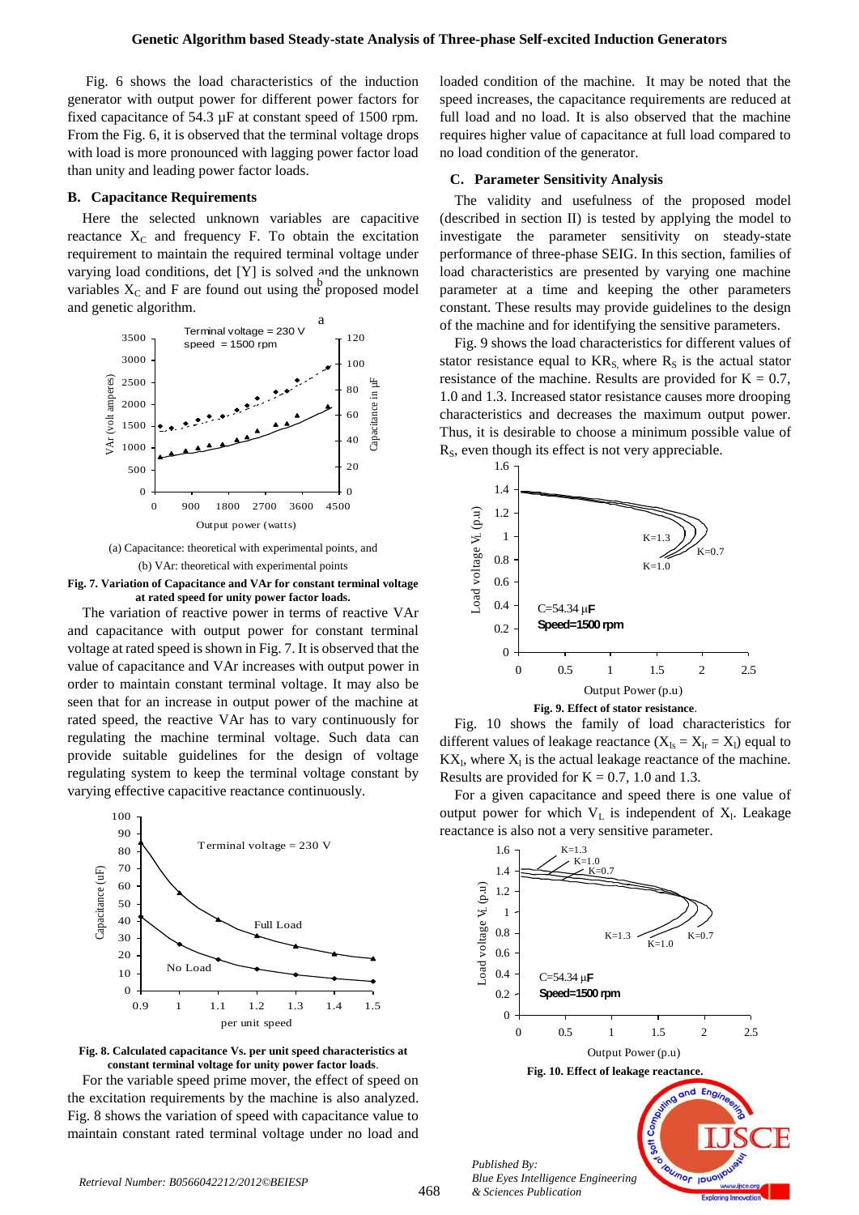Fig. 6 shows the load characteristics of the induction generator with output power for different power factors for fixed capacitance of 54.3 µF at constant speed of 1500 rpm. From the Fig. 6, it is observed that the terminal voltage drops with load is more pronounced with lagging power factor load than unity and leading power factor loads.

### B. Capacitance Requirements

Here the selected unknown variables are capacitive reactance $X_C$ and frequency F. To obtain the excitation requirement to maintain the required terminal voltage under varying load conditions, det [Y] is solved and the unknown variables $X_C$ and F are found out using the proposed model and genetic algorithm.

a

b

Terminal voltage = 230 V
speed = 1500 rpm

VAr (volt amperes)
3500
3000
2500
2000
1500
1000
500
0

Capacitance in µF
120
100
80
60
40
20
0

0 900 1800 2700 3600 4500
Output power (watts)

(a) Capacitance: theoretical with experimental points, and
(b) VAr: theoretical with experimental points

**Fig. 7. Variation of Capacitance and VAr for constant terminal voltage at rated speed for unity power factor loads.**

The variation of reactive power in terms of reactive VAr and capacitance with output power for constant terminal voltage at rated speed is shown in Fig. 7. It is observed that the value of capacitance and VAr increases with output power in order to maintain constant terminal voltage. It may also be seen that for an increase in output power of the machine at rated speed, the reactive VAr has to vary continuously for regulating the machine terminal voltage. Such data can provide suitable guidelines for the design of voltage regulating system to keep the terminal voltage constant by varying effective capacitive reactance continuously.

Capacitance (uF)
100
90
80
70
60
50
40
30
20
10
0

Terminal voltage = 230 V

Full Load

No Load

0.9 1 1.1 1.2 1.3 1.4 1.5
per unit speed

**Fig. 8. Calculated capacitance Vs. per unit speed characteristics at constant terminal voltage for unity power factor loads.**

For the variable speed prime mover, the effect of speed on the excitation requirements by the machine is also analyzed. Fig. 8 shows the variation of speed with capacitance value to maintain constant rated terminal voltage under no load and loaded condition of the machine. It may be noted that the speed increases, the capacitance requirements are reduced at full load and no load. It is also observed that the machine requires higher value of capacitance at full load compared to no load condition of the generator.

### C. Parameter Sensitivity Analysis

The validity and usefulness of the proposed model (described in section II) is tested by applying the model to investigate the parameter sensitivity on steady-state performance of three-phase SEIG. In this section, families of load characteristics are presented by varying one machine parameter at a time and keeping the other parameters constant. These results may provide guidelines to the design of the machine and for identifying the sensitive parameters.

Fig. 9 shows the load characteristics for different values of stator resistance equal to $KR_S$, where $R_S$ is the actual stator resistance of the machine. Results are provided for K = 0.7, 1.0 and 1.3. Increased stator resistance causes more drooping characteristics and decreases the maximum output power. Thus, it is desirable to choose a minimum possible value of $R_S$, even though its effect is not very appreciable.

Load voltage $V_L$ (p.u)
1.6
1.4
1.2
1
0.8
0.6
0.4
0.2
0

K=1.3
K=0.7
K=1.0

C=54.34 µF
Speed=1500 rpm

0 0.5 1 1.5 2 2.5
Output Power (p.u)

**Fig. 9. Effect of stator resistance.**

Fig. 10 shows the family of load characteristics for different values of leakage reactance ($X_{ls} = X_{lr} = X_l$) equal to $KX_l$, where $X_l$ is the actual leakage reactance of the machine. Results are provided for K = 0.7, 1.0 and 1.3.

For a given capacitance and speed there is one value of output power for which $V_L$ is independent of $X_l$. Leakage reactance is also not a very sensitive parameter.

Load voltage $V_L$ (p.u)
1.6
1.4
1.2
1
0.8
0.6
0.4
0.2
0

K=1.3
K=1.0
K=0.7

K=1.3
K=1.0
K=0.7

C=54.34 µF
Speed=1500 rpm

0 0.5 1 1.5 2 2.5
Output Power (p.u)

**Fig. 10. Effect of leakage reactance.**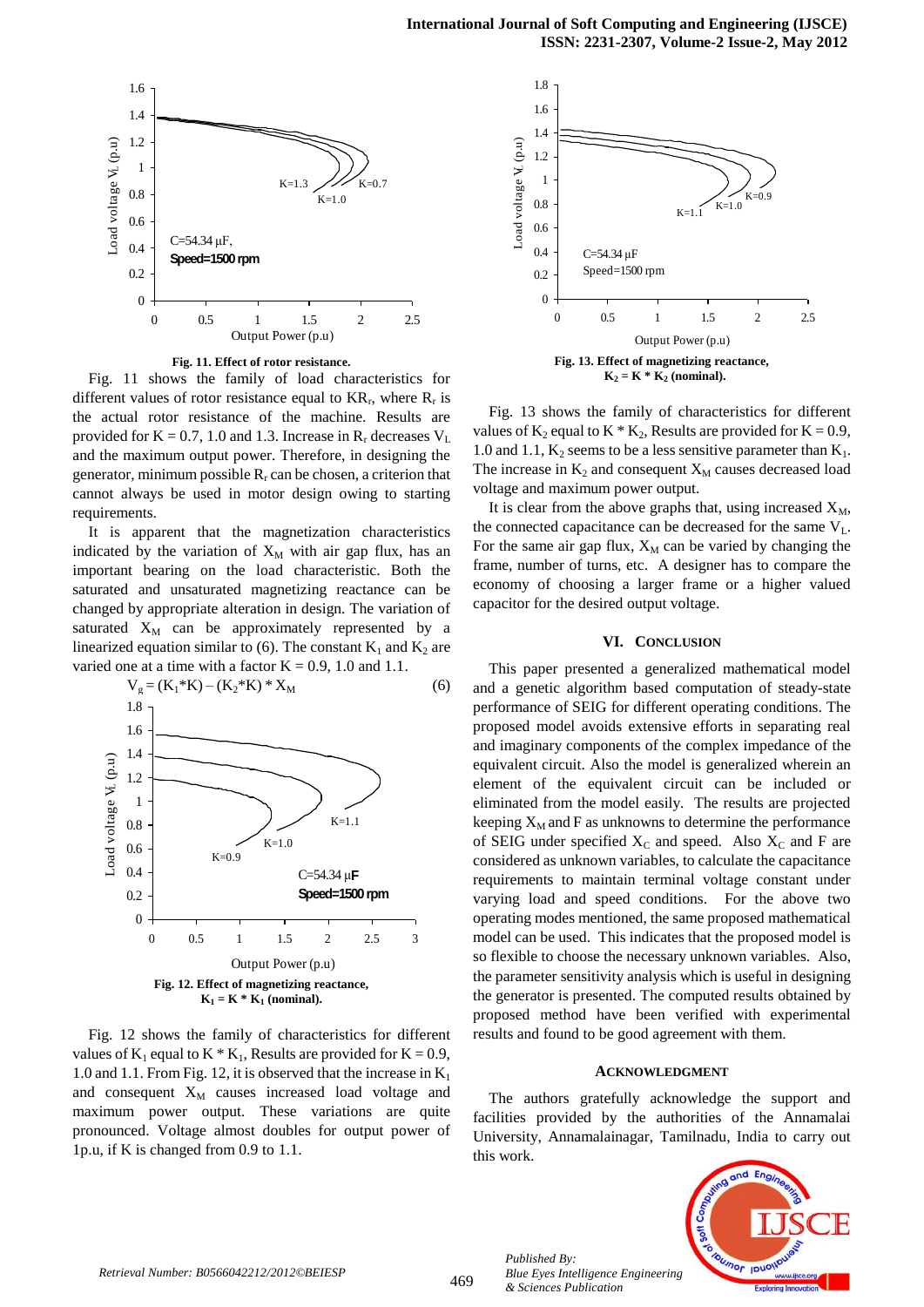1.6
1.4
1.2
1
0.8
0.6
0.4
0.2
0
0
0.5
1
1.5
2
2.5
Load voltage $V_L$ (p.u)
Output Power (p.u)
K=1.3
K=1.0
K=0.7
C=54.34 μF,
Speed=1500 rpm

**Fig. 11. Effect of rotor resistance.**

Fig. 11 shows the family of load characteristics for different values of rotor resistance equal to $KR_r$, where $R_r$ is the actual rotor resistance of the machine. Results are provided for K = 0.7, 1.0 and 1.3. Increase in $R_r$ decreases $V_L$ and the maximum output power. Therefore, in designing the generator, minimum possible $R_r$ can be chosen, a criterion that cannot always be used in motor design owing to starting requirements.

It is apparent that the magnetization characteristics indicated by the variation of $X_M$ with air gap flux, has an important bearing on the load characteristic. Both the saturated and unsaturated magnetizing reactance can be changed by appropriate alteration in design. The variation of saturated $X_M$ can be approximately represented by a linearized equation similar to (6). The constant $K_1$ and $K_2$ are varied one at a time with a factor K = 0.9, 1.0 and 1.1.

$$V_g = (K_1 * K) - (K_2 * K) * X_M \quad (6)$$

1.8
1.6
1.4
1.2
1
0.8
0.6
0.4
0.2
0
0
0.5
1
1.5
2
2.5
3
Load voltage $V_L$ (p.u)
Output Power (p.u)
K=1.1
K=1.0
K=0.9
C=54.34 μF
Speed=1500 rpm

**Fig. 12. Effect of magnetizing reactance, $K_1 = K * K_1$ (nominal).**

Fig. 12 shows the family of characteristics for different values of $K_1$ equal to $K * K_1$, Results are provided for K = 0.9, 1.0 and 1.1. From Fig. 12, it is observed that the increase in $K_1$ and consequent $X_M$ causes increased load voltage and maximum power output. These variations are quite pronounced. Voltage almost doubles for output power of 1p.u, if K is changed from 0.9 to 1.1.

1.8
1.6
1.4
1.2
1
0.8
0.6
0.4
0.2
0
0
0.5
1
1.5
2
2.5
Load voltage $V_L$ (p.u)
Output Power (p.u)
K=1.1
K=1.0
K=0.9
C=54.34 μF
Speed=1500 rpm

**Fig. 13. Effect of magnetizing reactance, $K_2 = K * K_2$ (nominal).**

Fig. 13 shows the family of characteristics for different values of $K_2$ equal to $K * K_2$, Results are provided for K = 0.9, 1.0 and 1.1, $K_2$ seems to be a less sensitive parameter than $K_1$. The increase in $K_2$ and consequent $X_M$ causes decreased load voltage and maximum power output.

It is clear from the above graphs that, using increased $X_M$, the connected capacitance can be decreased for the same $V_L$. For the same air gap flux, $X_M$ can be varied by changing the frame, number of turns, etc. A designer has to compare the economy of choosing a larger frame or a higher valued capacitor for the desired output voltage.

## VI. CONCLUSION

This paper presented a generalized mathematical model and a genetic algorithm based computation of steady-state performance of SEIG for different operating conditions. The proposed model avoids extensive efforts in separating real and imaginary components of the complex impedance of the equivalent circuit. Also the model is generalized wherein an element of the equivalent circuit can be included or eliminated from the model easily. The results are projected keeping $X_M$ and F as unknowns to determine the performance of SEIG under specified $X_C$ and speed. Also $X_C$ and F are considered as unknown variables, to calculate the capacitance requirements to maintain terminal voltage constant under varying load and speed conditions. For the above two operating modes mentioned, the same proposed mathematical model can be used. This indicates that the proposed model is so flexible to choose the necessary unknown variables. Also, the parameter sensitivity analysis which is useful in designing the generator is presented. The computed results obtained by proposed method have been verified with experimental results and found to be good agreement with them.

## ACKNOWLEDGMENT

The authors gratefully acknowledge the support and facilities provided by the authorities of the Annamalai University, Annamalainagar, Tamilnadu, India to carry out this work.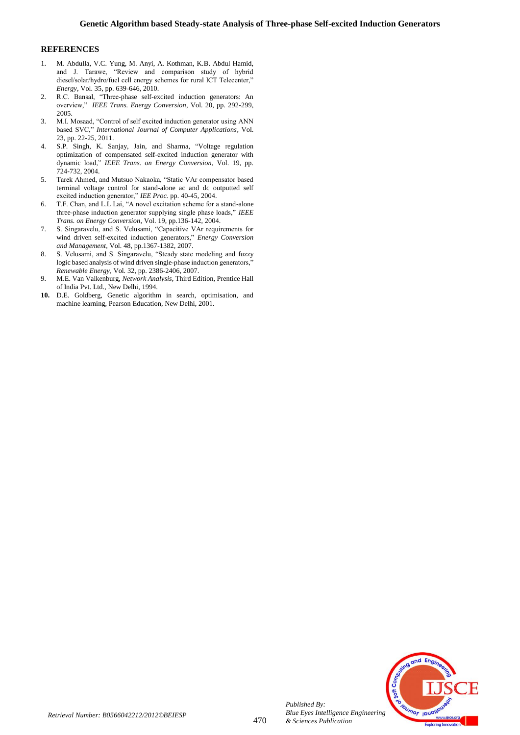## REFERENCES

1. M. Abdulla, V.C. Yung, M. Anyi, A. Kothman, K.B. Abdul Hamid, and J. Tarawe, "Review and comparison study of hybrid diesel/solar/hydro/fuel cell energy schemes for rural ICT Telecenter," *Energy*, Vol. 35, pp. 639-646, 2010.
2. R.C. Bansal, "Three-phase self-excited induction generators: An overview," *IEEE Trans. Energy Conversion*, Vol. 20, pp. 292-299, 2005.
3. M.I. Mosaad, "Control of self excited induction generator using ANN based SVC," *International Journal of Computer Applications*, Vol. 23, pp. 22-25, 2011.
4. S.P. Singh, K. Sanjay, Jain, and Sharma, "Voltage regulation optimization of compensated self-excited induction generator with dynamic load," *IEEE Trans. on Energy Conversion*, Vol. 19, pp. 724-732, 2004.
5. Tarek Ahmed, and Mutsuo Nakaoka, "Static VAr compensator based terminal voltage control for stand-alone ac and dc outputted self excited induction generator," *IEE Proc.* pp. 40-45, 2004.
6. T.F. Chan, and L.L Lai, "A novel excitation scheme for a stand-alone three-phase induction generator supplying single phase loads," *IEEE Trans. on Energy Conversion*, Vol. 19, pp.136-142, 2004.
7. S. Singaravelu, and S. Velusami, "Capacitive VAr requirements for wind driven self-excited induction generators," *Energy Conversion and Management*, Vol. 48, pp.1367-1382, 2007.
8. S. Velusami, and S. Singaravelu, "Steady state modeling and fuzzy logic based analysis of wind driven single-phase induction generators," *Renewable Energy*, Vol. 32, pp. 2386-2406, 2007.
9. M.E. Van Valkenburg, *Network Analysis*, Third Edition, Prentice Hall of India Pvt. Ltd., New Delhi, 1994.
10. D.E. Goldberg, Genetic algorithm in search, optimisation, and machine learning, Pearson Education, New Delhi, 2001.